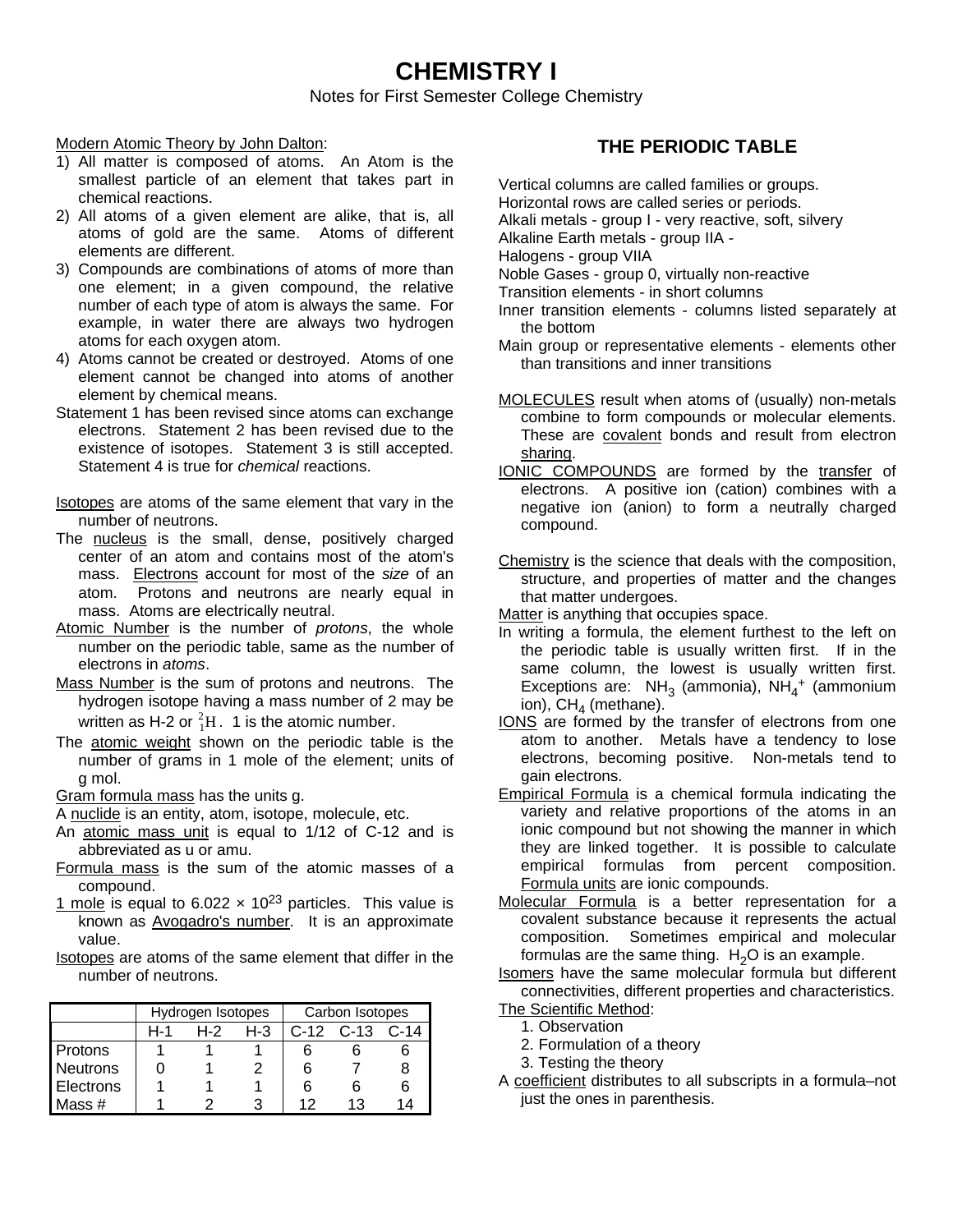# CHEMISTRY I

Notes for First Semester College Chemistry

Modern Atomic Theory by John Dalton:

1) All matter is composed of atoms. An Atom is the smallest particle of an element that takes part in chemical reactions.
2) All atoms of a given element are alike, that is, all atoms of gold are the same. Atoms of different elements are different.
3) Compounds are combinations of atoms of more than one element; in a given compound, the relative number of each type of atom is always the same. For example, in water there are always two hydrogen atoms for each oxygen atom.
4) Atoms cannot be created or destroyed. Atoms of one element cannot be changed into atoms of another element by chemical means.

Statement 1 has been revised since atoms can exchange electrons. Statement 2 has been revised due to the existence of isotopes. Statement 3 is still accepted. Statement 4 is true for *chemical* reactions.

Isotopes are atoms of the same element that vary in the number of neutrons.

The nucleus is the small, dense, positively charged center of an atom and contains most of the atom's mass. Electrons account for most of the *size* of an atom. Protons and neutrons are nearly equal in mass. Atoms are electrically neutral.

Atomic Number is the number of *protons*, the whole number on the periodic table, same as the number of electrons in *atoms*.

Mass Number is the sum of protons and neutrons. The hydrogen isotope having a mass number of 2 may be written as H-2 or ${}^{2}_{1}\mathrm{H}$. 1 is the atomic number.

The atomic weight shown on the periodic table is the number of grams in 1 mole of the element; units of g mol.

Gram formula mass has the units g.

A nuclide is an entity, atom, isotope, molecule, etc.

An atomic mass unit is equal to 1/12 of C-12 and is abbreviated as u or amu.

Formula mass is the sum of the atomic masses of a compound.

1 mole is equal to $6.022 \times 10^{23}$ particles. This value is known as Avogadro's number. It is an approximate value.

Isotopes are atoms of the same element that differ in the number of neutrons.

| | Hydrogen Isotopes | | | Carbon Isotopes | | |
|---|---|---|---|---|---|---|
| | H-1 | H-2 | H-3 | C-12 | C-13 | C-14 |
| Protons | 1 | 1 | 1 | 6 | 6 | 6 |
| Neutrons | 0 | 1 | 2 | 6 | 7 | 8 |
| Electrons | 1 | 1 | 1 | 6 | 6 | 6 |
| Mass # | 1 | 2 | 3 | 12 | 13 | 14 |

## THE PERIODIC TABLE

Vertical columns are called families or groups.

Horizontal rows are called series or periods.

Alkali metals - group I - very reactive, soft, silvery

Alkaline Earth metals - group IIA -

Halogens - group VIIA

Noble Gases - group 0, virtually non-reactive

Transition elements - in short columns

Inner transition elements - columns listed separately at the bottom

Main group or representative elements - elements other than transitions and inner transitions

MOLECULES result when atoms of (usually) non-metals combine to form compounds or molecular elements. These are covalent bonds and result from electron sharing.

IONIC COMPOUNDS are formed by the transfer of electrons. A positive ion (cation) combines with a negative ion (anion) to form a neutrally charged compound.

Chemistry is the science that deals with the composition, structure, and properties of matter and the changes that matter undergoes.

Matter is anything that occupies space.

In writing a formula, the element furthest to the left on the periodic table is usually written first. If in the same column, the lowest is usually written first. Exceptions are: $NH_3$ (ammonia), $NH_4^+$ (ammonium ion), $CH_4$ (methane).

IONS are formed by the transfer of electrons from one atom to another. Metals have a tendency to lose electrons, becoming positive. Non-metals tend to gain electrons.

Empirical Formula is a chemical formula indicating the variety and relative proportions of the atoms in an ionic compound but not showing the manner in which they are linked together. It is possible to calculate empirical formulas from percent composition. Formula units are ionic compounds.

Molecular Formula is a better representation for a covalent substance because it represents the actual composition. Sometimes empirical and molecular formulas are the same thing. $H_2O$ is an example.

Isomers have the same molecular formula but different connectivities, different properties and characteristics.

The Scientific Method:

1. Observation
2. Formulation of a theory
3. Testing the theory

A coefficient distributes to all subscripts in a formula–not just the ones in parenthesis.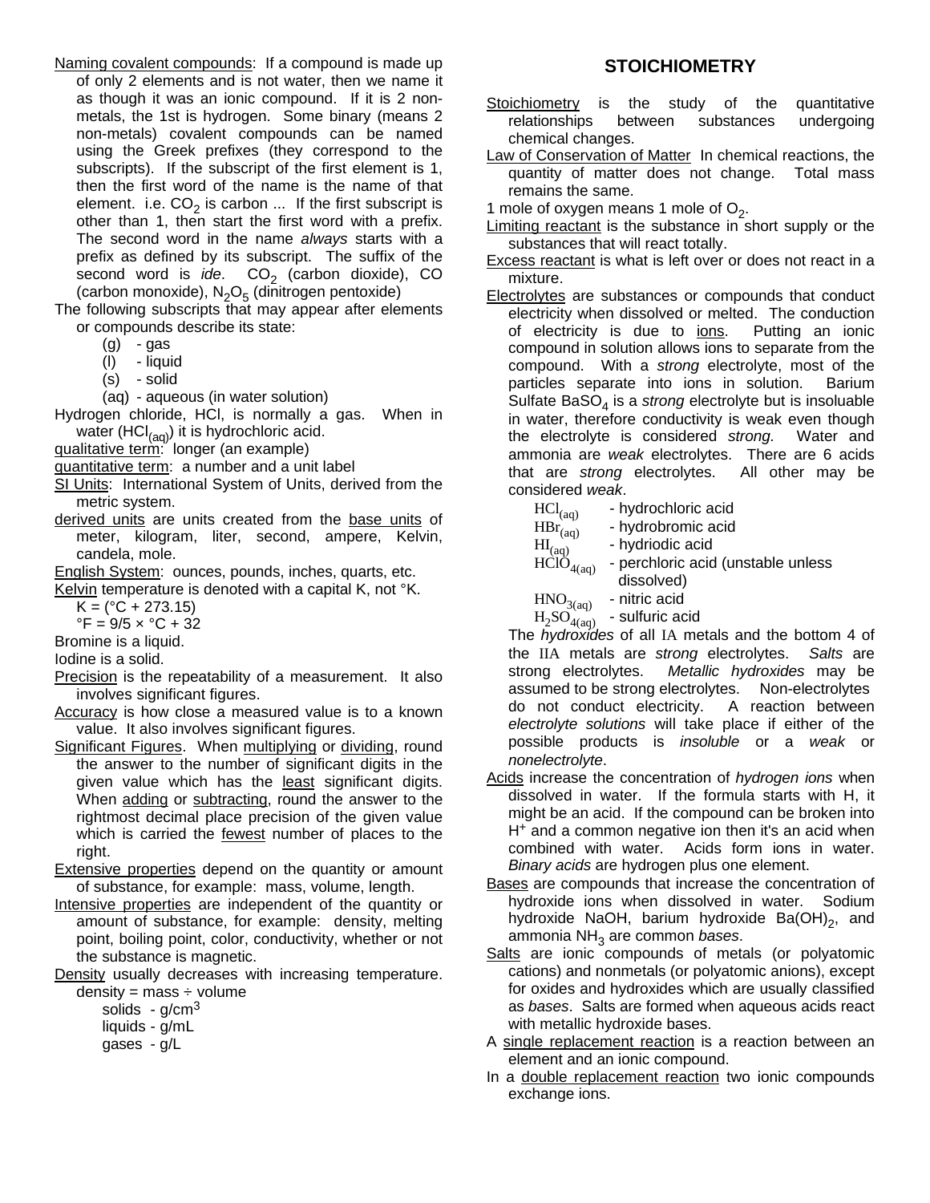Naming covalent compounds: If a compound is made up of only 2 elements and is not water, then we name it as though it was an ionic compound. If it is 2 non-metals, the 1st is hydrogen. Some binary (means 2 non-metals) covalent compounds can be named using the Greek prefixes (they correspond to the subscripts). If the subscript of the first element is 1, then the first word of the name is the name of that element. i.e. $CO_2$ is carbon ... If the first subscript is other than 1, then start the first word with a prefix. The second word in the name *always* starts with a prefix as defined by its subscript. The suffix of the second word is *ide*. $CO_2$ (carbon dioxide), CO (carbon monoxide), $N_2O_5$ (dinitrogen pentoxide)

The following subscripts that may appear after elements or compounds describe its state:

- (g) - gas
- (l) - liquid
- (s) - solid
- (aq) - aqueous (in water solution)

Hydrogen chloride, HCl, is normally a gas. When in water ($HCl_{(aq)}$) it is hydrochloric acid.

qualitative term: longer (an example)

quantitative term: a number and a unit label

SI Units: International System of Units, derived from the metric system.

derived units are units created from the base units of meter, kilogram, liter, second, ampere, Kelvin, candela, mole.

English System: ounces, pounds, inches, quarts, etc.

Kelvin temperature is denoted with a capital K, not °K.

K = (°C + 273.15)

°F = 9/5 × °C + 32

Bromine is a liquid.

Iodine is a solid.

Precision is the repeatability of a measurement. It also involves significant figures.

Accuracy is how close a measured value is to a known value. It also involves significant figures.

Significant Figures. When multiplying or dividing, round the answer to the number of significant digits in the given value which has the least significant digits. When adding or subtracting, round the answer to the rightmost decimal place precision of the given value which is carried the fewest number of places to the right.

Extensive properties depend on the quantity or amount of substance, for example: mass, volume, length.

Intensive properties are independent of the quantity or amount of substance, for example: density, melting point, boiling point, color, conductivity, whether or not the substance is magnetic.

Density usually decreases with increasing temperature. density = mass ÷ volume

- solids - $g/cm^3$
- liquids - g/mL
- gases - g/L

## STOICHIOMETRY

Stoichiometry is the study of the quantitative relationships between substances undergoing chemical changes.

Law of Conservation of Matter In chemical reactions, the quantity of matter does not change. Total mass remains the same.

1 mole of oxygen means 1 mole of $O_2$.

Limiting reactant is the substance in short supply or the substances that will react totally.

Excess reactant is what is left over or does not react in a mixture.

Electrolytes are substances or compounds that conduct electricity when dissolved or melted. The conduction of electricity is due to ions. Putting an ionic compound in solution allows ions to separate from the compound. With a *strong* electrolyte, most of the particles separate into ions in solution. Barium Sulfate $BaSO_4$ is a *strong* electrolyte but is insoluable in water, therefore conductivity is weak even though the electrolyte is considered *strong.* Water and ammonia are *weak* electrolytes. There are 6 acids that are *strong* electrolytes. All other may be considered *weak*.

- $HCl_{(aq)}$ - hydrochloric acid
- $HBr_{(aq)}$ - hydrobromic acid
- $HI_{(aq)}$ - hydriodic acid
- $HClO_{4(aq)}$ - perchloric acid (unstable unless dissolved)
- $HNO_{3(aq)}$ - nitric acid
- $H_2SO_{4(aq)}$ - sulfuric acid

The *hydroxides* of all IA metals and the bottom 4 of the IIA metals are *strong* electrolytes. *Salts* are strong electrolytes. *Metallic hydroxides* may be assumed to be strong electrolytes. Non-electrolytes do not conduct electricity. A reaction between *electrolyte solutions* will take place if either of the possible products is *insoluble* or a *weak* or *nonelectrolyte*.

Acids increase the concentration of *hydrogen ions* when dissolved in water. If the formula starts with H, it might be an acid. If the compound can be broken into $H^+$ and a common negative ion then it's an acid when combined with water. Acids form ions in water. *Binary acids* are hydrogen plus one element.

Bases are compounds that increase the concentration of hydroxide ions when dissolved in water. Sodium hydroxide NaOH, barium hydroxide $Ba(OH)_2$, and ammonia $NH_3$ are common *bases*.

Salts are ionic compounds of metals (or polyatomic cations) and nonmetals (or polyatomic anions), except for oxides and hydroxides which are usually classified as *bases*. Salts are formed when aqueous acids react with metallic hydroxide bases.

A single replacement reaction is a reaction between an element and an ionic compound.

In a double replacement reaction two ionic compounds exchange ions.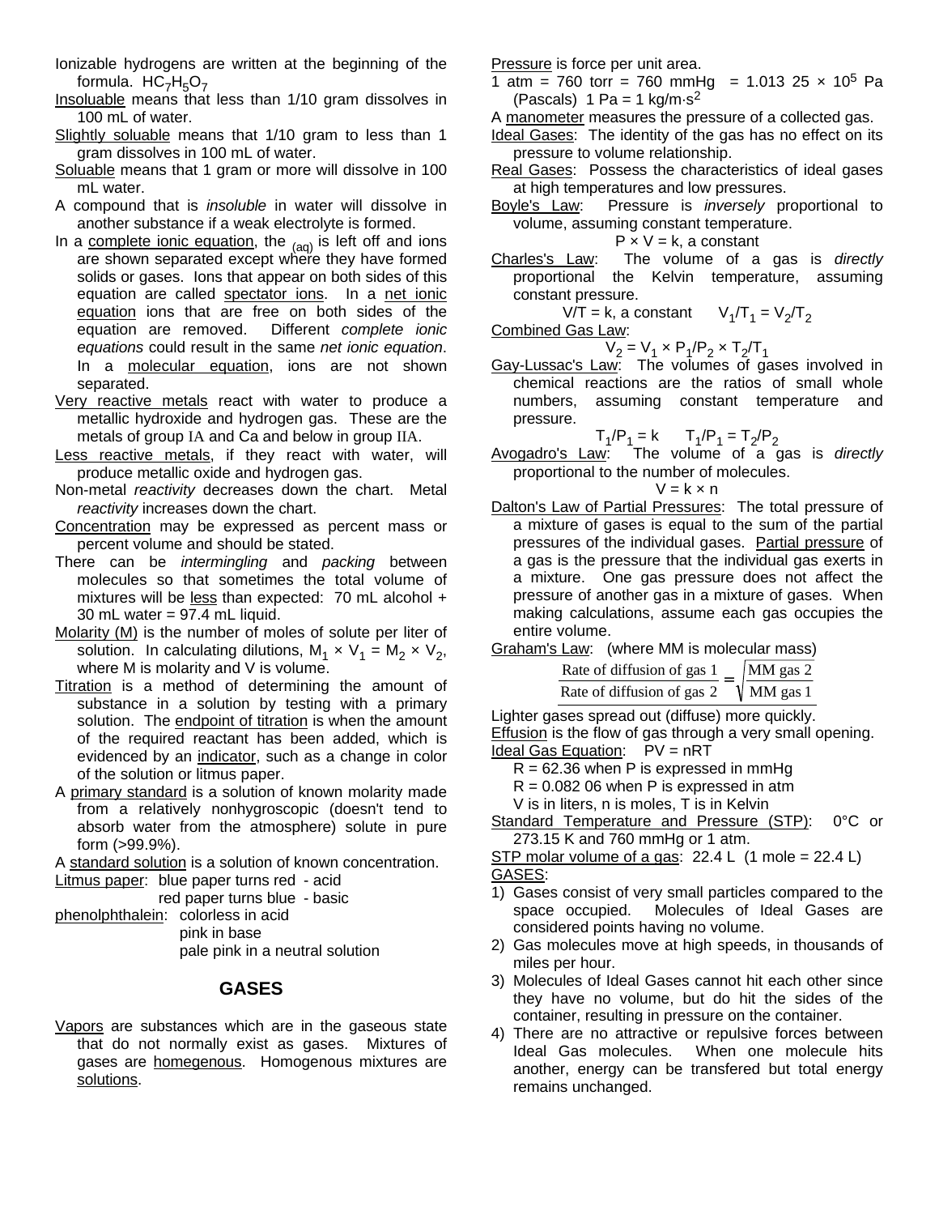Ionizable hydrogens are written at the beginning of the formula. $HC_7H_5O_7$

Insoluable means that less than 1/10 gram dissolves in 100 mL of water.

Slightly soluable means that 1/10 gram to less than 1 gram dissolves in 100 mL of water.

Soluable means that 1 gram or more will dissolve in 100 mL water.

A compound that is *insoluble* in water will dissolve in another substance if a weak electrolyte is formed.

In a complete ionic equation, the $_{(aq)}$ is left off and ions are shown separated except where they have formed solids or gases. Ions that appear on both sides of this equation are called spectator ions. In a net ionic equation ions that are free on both sides of the equation are removed. Different *complete ionic equations* could result in the same *net ionic equation*. In a molecular equation, ions are not shown separated.

Very reactive metals react with water to produce a metallic hydroxide and hydrogen gas. These are the metals of group IA and Ca and below in group IIA.

Less reactive metals, if they react with water, will produce metallic oxide and hydrogen gas.

Non-metal *reactivity* decreases down the chart. Metal *reactivity* increases down the chart.

Concentration may be expressed as percent mass or percent volume and should be stated.

There can be *intermingling* and *packing* between molecules so that sometimes the total volume of mixtures will be less than expected: 70 mL alcohol + 30 mL water = 97.4 mL liquid.

Molarity (M) is the number of moles of solute per liter of solution. In calculating dilutions, $M_1 \times V_1 = M_2 \times V_2$, where M is molarity and V is volume.

Titration is a method of determining the amount of substance in a solution by testing with a primary solution. The endpoint of titration is when the amount of the required reactant has been added, which is evidenced by an indicator, such as a change in color of the solution or litmus paper.

A primary standard is a solution of known molarity made from a relatively nonhygroscopic (doesn't tend to absorb water from the atmosphere) solute in pure form (>99.9%).

A standard solution is a solution of known concentration.

Litmus paper: blue paper turns red - acid
red paper turns blue - basic

phenolphthalein: colorless in acid
pink in base
pale pink in a neutral solution

## GASES

Vapors are substances which are in the gaseous state that do not normally exist as gases. Mixtures of gases are homegenous. Homogenous mixtures are solutions.

Pressure is force per unit area.

1 atm = 760 torr = 760 mmHg = $1.013\ 25 \times 10^5$ Pa (Pascals) 1 Pa = 1 $kg/m{\cdot}s^2$

A manometer measures the pressure of a collected gas.

Ideal Gases: The identity of the gas has no effect on its pressure to volume relationship.

Real Gases: Possess the characteristics of ideal gases at high temperatures and low pressures.

Boyle's Law: Pressure is *inversely* proportional to volume, assuming constant temperature.

$$P \times V = k\text{, a constant}$$

Charles's Law: The volume of a gas is *directly* proportional the Kelvin temperature, assuming constant pressure.

$$V/T = k\text{, a constant} \qquad V_1/T_1 = V_2/T_2$$

Combined Gas Law:

$$V_2 = V_1 \times P_1/P_2 \times T_2/T_1$$

Gay-Lussac's Law: The volumes of gases involved in chemical reactions are the ratios of small whole numbers, assuming constant temperature and pressure.

$$T_1/P_1 = k \qquad T_1/P_1 = T_2/P_2$$

Avogadro's Law: The volume of a gas is *directly* proportional to the number of molecules.

$$V = k \times n$$

Dalton's Law of Partial Pressures: The total pressure of a mixture of gases is equal to the sum of the partial pressures of the individual gases. Partial pressure of a gas is the pressure that the individual gas exerts in a mixture. One gas pressure does not affect the pressure of another gas in a mixture of gases. When making calculations, assume each gas occupies the entire volume.

Graham's Law: (where MM is molecular mass)

$$\frac{\text{Rate of diffusion of gas 1}}{\text{Rate of diffusion of gas 2}} = \sqrt{\frac{\text{MM gas 2}}{\text{MM gas 1}}}$$

Lighter gases spread out (diffuse) more quickly.

Effusion is the flow of gas through a very small opening.

Ideal Gas Equation: PV = nRT

R = 62.36 when P is expressed in mmHg
R = 0.082 06 when P is expressed in atm
V is in liters, n is moles, T is in Kelvin

Standard Temperature and Pressure (STP): 0°C or 273.15 K and 760 mmHg or 1 atm.

STP molar volume of a gas: 22.4 L (1 mole = 22.4 L)

GASES:

1) Gases consist of very small particles compared to the space occupied. Molecules of Ideal Gases are considered points having no volume.
2) Gas molecules move at high speeds, in thousands of miles per hour.
3) Molecules of Ideal Gases cannot hit each other since they have no volume, but do hit the sides of the container, resulting in pressure on the container.
4) There are no attractive or repulsive forces between Ideal Gas molecules. When one molecule hits another, energy can be transfered but total energy remains unchanged.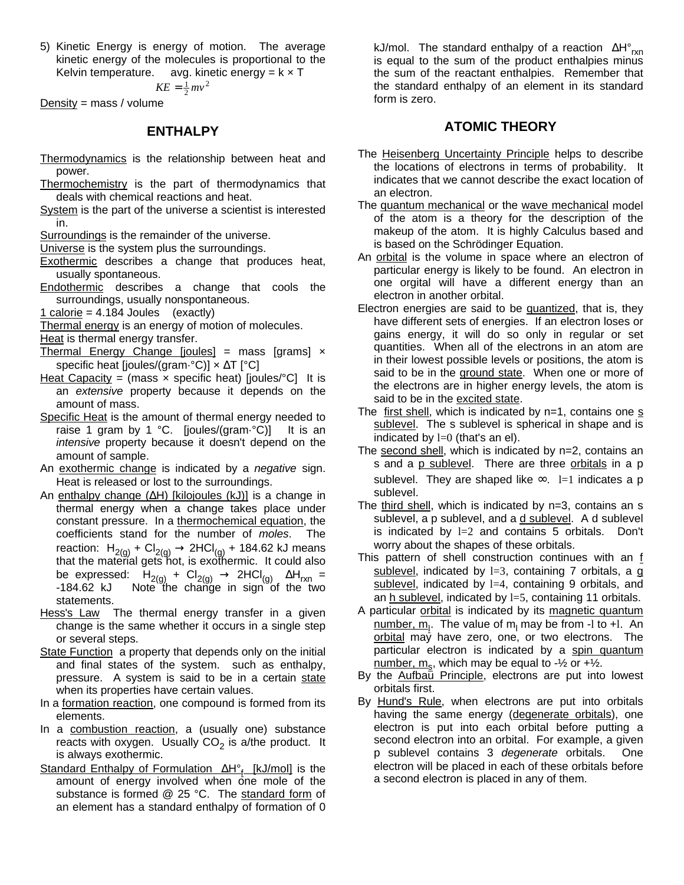5) Kinetic Energy is energy of motion. The average kinetic energy of the molecules is proportional to the Kelvin temperature. avg. kinetic energy = k × T

$$KE = \frac{1}{2}mv^2$$

Density = mass / volume

## ENTHALPY

Thermodynamics is the relationship between heat and power.

Thermochemistry is the part of thermodynamics that deals with chemical reactions and heat.

System is the part of the universe a scientist is interested in.

Surroundings is the remainder of the universe.

Universe is the system plus the surroundings.

Exothermic describes a change that produces heat, usually spontaneous.

Endothermic describes a change that cools the surroundings, usually nonspontaneous.

1 calorie = 4.184 Joules (exactly)

Thermal energy is an energy of motion of molecules.

Heat is thermal energy transfer.

Thermal Energy Change [joules] = mass [grams] × specific heat [joules/(gram·°C)] × ΔT [°C]

Heat Capacity = (mass × specific heat) [joules/°C] It is an *extensive* property because it depends on the amount of mass.

Specific Heat is the amount of thermal energy needed to raise 1 gram by 1 °C. [joules/(gram·°C)] It is an *intensive* property because it doesn't depend on the amount of sample.

An exothermic change is indicated by a *negative* sign. Heat is released or lost to the surroundings.

An enthalpy change (ΔH) [kilojoules (kJ)] is a change in thermal energy when a change takes place under constant pressure. In a thermochemical equation, the coefficients stand for the number of *moles*. The reaction: $H_{2(g)} + Cl_{2(g)} \rightarrow 2HCl_{(g)}$ + 184.62 kJ means that the material gets hot, is exothermic. It could also be expressed: $H_{2(g)} + Cl_{2(g)} \rightarrow 2HCl_{(g)}$ $\Delta H_{rxn}$ = -184.62 kJ Note the change in sign of the two statements.

Hess's Law The thermal energy transfer in a given change is the same whether it occurs in a single step or several steps.

State Function a property that depends only on the initial and final states of the system. such as enthalpy, pressure. A system is said to be in a certain state when its properties have certain values.

In a formation reaction, one compound is formed from its elements.

In a combustion reaction, a (usually one) substance reacts with oxygen. Usually $CO_2$ is a/the product. It is always exothermic.

Standard Enthalpy of Formulation $\Delta H°_f$ [kJ/mol] is the amount of energy involved when one mole of the substance is formed @ 25 °C. The standard form of an element has a standard enthalpy of formation of 0 kJ/mol. The standard enthalpy of a reaction $\Delta H°_{rxn}$ is equal to the sum of the product enthalpies minus the sum of the reactant enthalpies. Remember that the standard enthalpy of an element in its standard form is zero.

## ATOMIC THEORY

The Heisenberg Uncertainty Principle helps to describe the locations of electrons in terms of probability. It indicates that we cannot describe the exact location of an electron.

The quantum mechanical or the wave mechanical model of the atom is a theory for the description of the makeup of the atom. It is highly Calculus based and is based on the Schrödinger Equation.

An orbital is the volume in space where an electron of particular energy is likely to be found. An electron in one orgital will have a different energy than an electron in another orbital.

Electron energies are said to be quantized, that is, they have different sets of energies. If an electron loses or gains energy, it will do so only in regular or set quantities. When all of the electrons in an atom are in their lowest possible levels or positions, the atom is said to be in the ground state. When one or more of the electrons are in higher energy levels, the atom is said to be in the excited state.

The first shell, which is indicated by n=1, contains one s sublevel. The s sublevel is spherical in shape and is indicated by $l=0$ (that's an el).

The second shell, which is indicated by n=2, contains an s and a p sublevel. There are three orbitals in a p sublevel. They are shaped like ∞. $l=1$ indicates a p sublevel.

The third shell, which is indicated by n=3, contains an s sublevel, a p sublevel, and a d sublevel. A d sublevel is indicated by $l=2$ and contains 5 orbitals. Don't worry about the shapes of these orbitals.

This pattern of shell construction continues with an f sublevel, indicated by $l=3$, containing 7 orbitals, a g sublevel, indicated by $l=4$, containing 9 orbitals, and an h sublevel, indicated by $l=5$, containing 11 orbitals.

A particular orbital is indicated by its magnetic quantum number, $m_l$. The value of $m_l$ may be from -l to +l. An orbital may have zero, one, or two electrons. The particular electron is indicated by a spin quantum number, $m_s$, which may be equal to -½ or +½.

By the Aufbau Principle, electrons are put into lowest orbitals first.

By Hund's Rule, when electrons are put into orbitals having the same energy (degenerate orbitals), one electron is put into each orbital before putting a second electron into an orbital. For example, a given p sublevel contains 3 *degenerate* orbitals. One electron will be placed in each of these orbitals before a second electron is placed in any of them.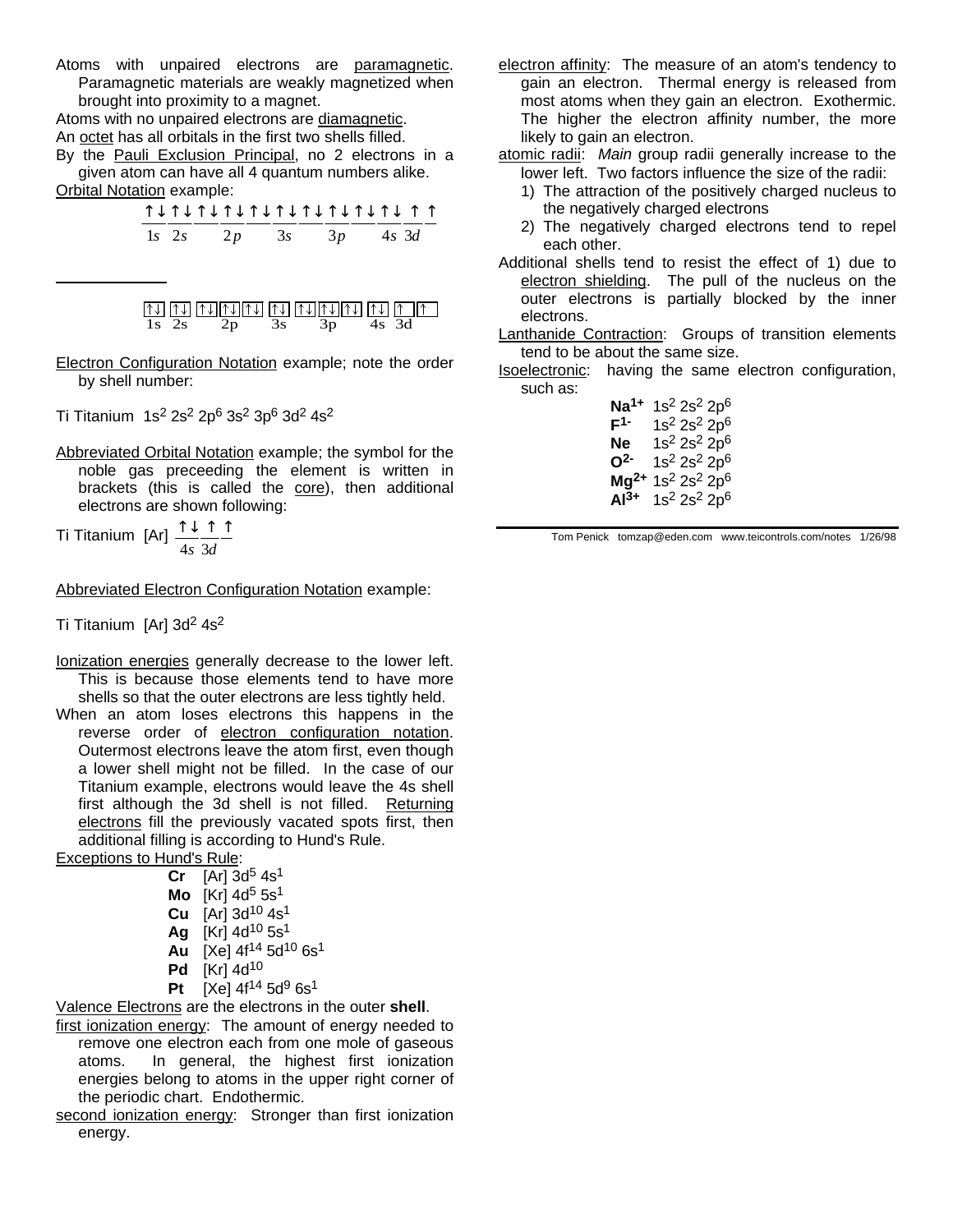Atoms with unpaired electrons are paramagnetic. Paramagnetic materials are weakly magnetized when brought into proximity to a magnet.

Atoms with no unpaired electrons are diamagnetic.

An octet has all orbitals in the first two shells filled.

By the Pauli Exclusion Principal, no 2 electrons in a given atom can have all 4 quantum numbers alike.

Orbital Notation example:

↑↓ ↑↓ ↑↓ ↑↓ ↑↓ ↑↓ ↑↓ ↑↓ ↑↓ ↑↓ ↑ ↑

1s 2s 2p 3s 3p 4s 3d

---

[↑↓] [↑↓] [↑↓][↑↓][↑↓] [↑↓] [↑↓][↑↓][↑↓] [↑↓] [↑] [↑]

1s 2s 2p 3s 3p 4s 3d

Electron Configuration Notation example; note the order by shell number:

Ti Titanium $1s^2\ 2s^2\ 2p^6\ 3s^2\ 3p^6\ 3d^2\ 4s^2$

Abbreviated Orbital Notation example; the symbol for the noble gas preceeding the element is written in brackets (this is called the core), then additional electrons are shown following:

Ti Titanium [Ar] ↑↓ ↑ ↑

4s 3d

Abbreviated Electron Configuration Notation example:

Ti Titanium [Ar] $3d^2\ 4s^2$

Ionization energies generally decrease to the lower left. This is because those elements tend to have more shells so that the outer electrons are less tightly held.

When an atom loses electrons this happens in the reverse order of electron configuration notation. Outermost electrons leave the atom first, even though a lower shell might not be filled. In the case of our Titanium example, electrons would leave the 4s shell first although the 3d shell is not filled. Returning electrons fill the previously vacated spots first, then additional filling is according to Hund's Rule.

Exceptions to Hund's Rule:

**Cr** [Ar] $3d^5\ 4s^1$
**Mo** [Kr] $4d^5\ 5s^1$
**Cu** [Ar] $3d^{10}\ 4s^1$
**Ag** [Kr] $4d^{10}\ 5s^1$
**Au** [Xe] $4f^{14}\ 5d^{10}\ 6s^1$
**Pd** [Kr] $4d^{10}$
**Pt** [Xe] $4f^{14}\ 5d^9\ 6s^1$

Valence Electrons are the electrons in the outer **shell**.

first ionization energy: The amount of energy needed to remove one electron each from one mole of gaseous atoms. In general, the highest first ionization energies belong to atoms in the upper right corner of the periodic chart. Endothermic.

second ionization energy: Stronger than first ionization energy.

electron affinity: The measure of an atom's tendency to gain an electron. Thermal energy is released from most atoms when they gain an electron. Exothermic. The higher the electron affinity number, the more likely to gain an electron.

atomic radii: *Main* group radii generally increase to the lower left. Two factors influence the size of the radii:

1) The attraction of the positively charged nucleus to the negatively charged electrons
2) The negatively charged electrons tend to repel each other.

Additional shells tend to resist the effect of 1) due to electron shielding. The pull of the nucleus on the outer electrons is partially blocked by the inner electrons.

Lanthanide Contraction: Groups of transition elements tend to be about the same size.

Isoelectronic: having the same electron configuration, such as:

**$Na^{1+}$** $1s^2\ 2s^2\ 2p^6$
**$F^{1-}$** $1s^2\ 2s^2\ 2p^6$
**Ne** $1s^2\ 2s^2\ 2p^6$
**$O^{2-}$** $1s^2\ 2s^2\ 2p^6$
**$Mg^{2+}$** $1s^2\ 2s^2\ 2p^6$
**$Al^{3+}$** $1s^2\ 2s^2\ 2p^6$

Tom Penick tomzap@eden.com www.teicontrols.com/notes 1/26/98